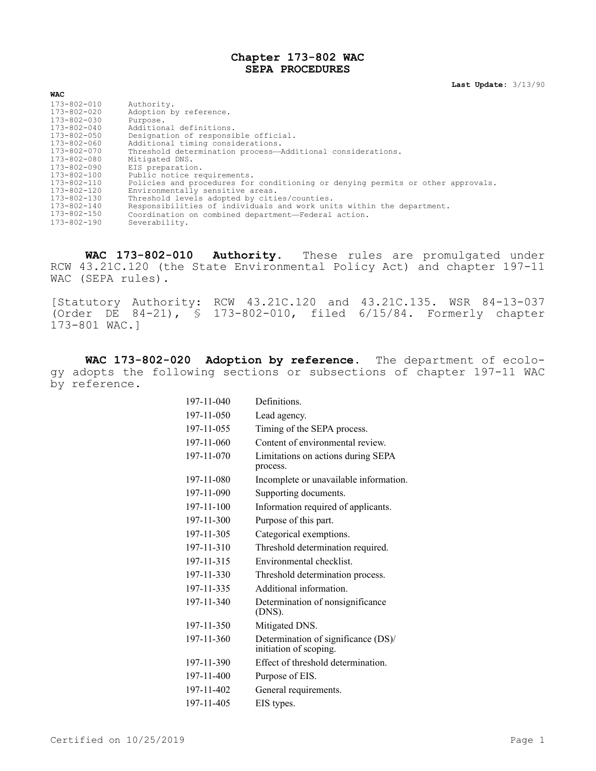# Chapter 173-802 WAC
# SEPA PROCEDURES

**Last Update:** 3/13/90

| WAC | |
|---|---|
| 173-802-010 | Authority. |
| 173-802-020 | Adoption by reference. |
| 173-802-030 | Purpose. |
| 173-802-040 | Additional definitions. |
| 173-802-050 | Designation of responsible official. |
| 173-802-060 | Additional timing considerations. |
| 173-802-070 | Threshold determination process—Additional considerations. |
| 173-802-080 | Mitigated DNS. |
| 173-802-090 | EIS preparation. |
| 173-802-100 | Public notice requirements. |
| 173-802-110 | Policies and procedures for conditioning or denying permits or other approvals. |
| 173-802-120 | Environmentally sensitive areas. |
| 173-802-130 | Threshold levels adopted by cities/counties. |
| 173-802-140 | Responsibilities of individuals and work units within the department. |
| 173-802-150 | Coordination on combined department—Federal action. |
| 173-802-190 | Severability. |

**WAC 173-802-010 Authority.** These rules are promulgated under RCW 43.21C.120 (the State Environmental Policy Act) and chapter 197-11 WAC (SEPA rules).

[Statutory Authority: RCW 43.21C.120 and 43.21C.135. WSR 84-13-037 (Order DE 84-21), § 173-802-010, filed 6/15/84. Formerly chapter 173-801 WAC.]

**WAC 173-802-020 Adoption by reference.** The department of ecology adopts the following sections or subsections of chapter 197-11 WAC by reference.

| | |
|---|---|
| 197-11-040 | Definitions. |
| 197-11-050 | Lead agency. |
| 197-11-055 | Timing of the SEPA process. |
| 197-11-060 | Content of environmental review. |
| 197-11-070 | Limitations on actions during SEPA process. |
| 197-11-080 | Incomplete or unavailable information. |
| 197-11-090 | Supporting documents. |
| 197-11-100 | Information required of applicants. |
| 197-11-300 | Purpose of this part. |
| 197-11-305 | Categorical exemptions. |
| 197-11-310 | Threshold determination required. |
| 197-11-315 | Environmental checklist. |
| 197-11-330 | Threshold determination process. |
| 197-11-335 | Additional information. |
| 197-11-340 | Determination of nonsignificance (DNS). |
| 197-11-350 | Mitigated DNS. |
| 197-11-360 | Determination of significance (DS)/ initiation of scoping. |
| 197-11-390 | Effect of threshold determination. |
| 197-11-400 | Purpose of EIS. |
| 197-11-402 | General requirements. |
| 197-11-405 | EIS types. |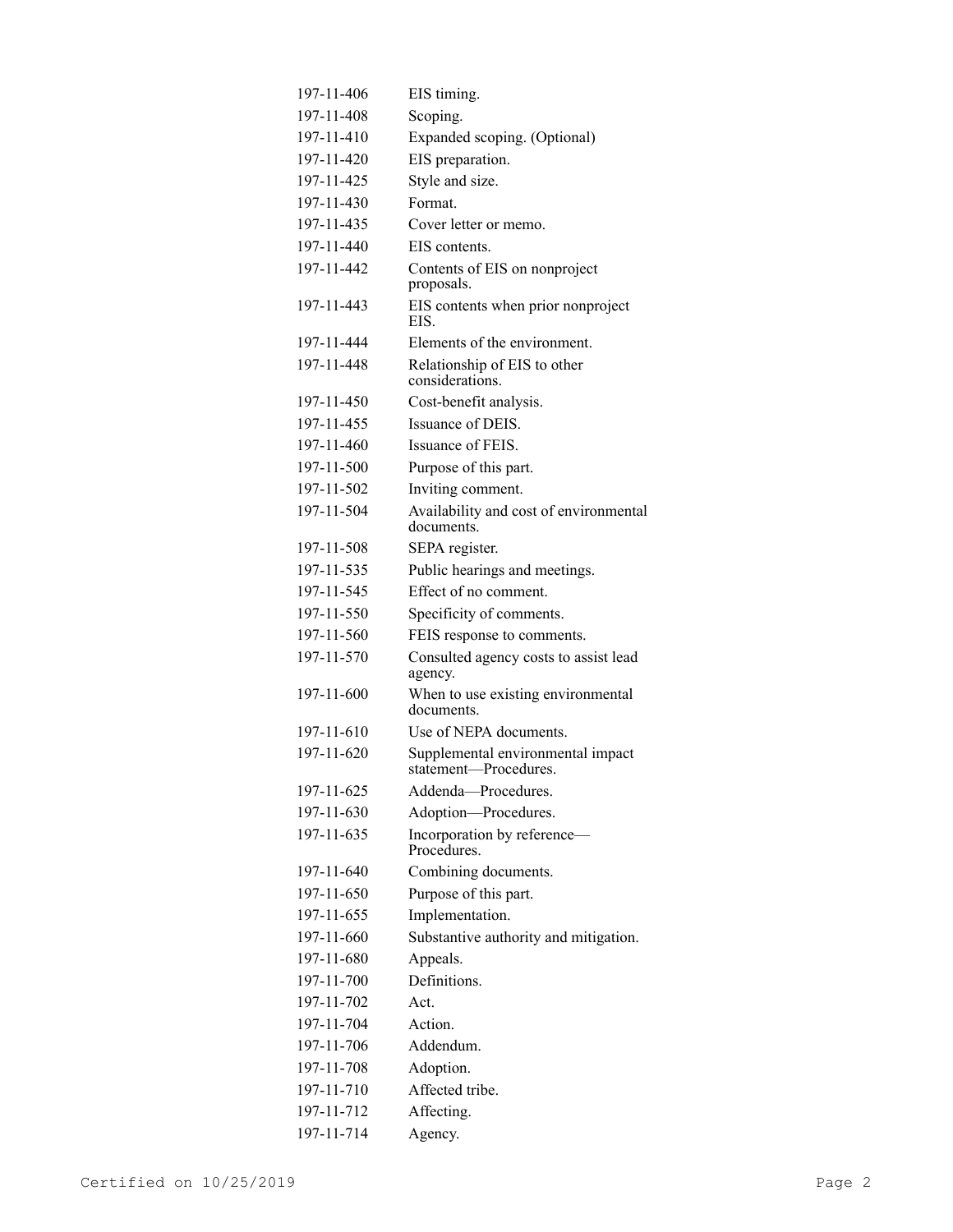| | |
|---|---|
| 197-11-406 | EIS timing. |
| 197-11-408 | Scoping. |
| 197-11-410 | Expanded scoping. (Optional) |
| 197-11-420 | EIS preparation. |
| 197-11-425 | Style and size. |
| 197-11-430 | Format. |
| 197-11-435 | Cover letter or memo. |
| 197-11-440 | EIS contents. |
| 197-11-442 | Contents of EIS on nonproject proposals. |
| 197-11-443 | EIS contents when prior nonproject EIS. |
| 197-11-444 | Elements of the environment. |
| 197-11-448 | Relationship of EIS to other considerations. |
| 197-11-450 | Cost-benefit analysis. |
| 197-11-455 | Issuance of DEIS. |
| 197-11-460 | Issuance of FEIS. |
| 197-11-500 | Purpose of this part. |
| 197-11-502 | Inviting comment. |
| 197-11-504 | Availability and cost of environmental documents. |
| 197-11-508 | SEPA register. |
| 197-11-535 | Public hearings and meetings. |
| 197-11-545 | Effect of no comment. |
| 197-11-550 | Specificity of comments. |
| 197-11-560 | FEIS response to comments. |
| 197-11-570 | Consulted agency costs to assist lead agency. |
| 197-11-600 | When to use existing environmental documents. |
| 197-11-610 | Use of NEPA documents. |
| 197-11-620 | Supplemental environmental impact statement—Procedures. |
| 197-11-625 | Addenda—Procedures. |
| 197-11-630 | Adoption—Procedures. |
| 197-11-635 | Incorporation by reference—Procedures. |
| 197-11-640 | Combining documents. |
| 197-11-650 | Purpose of this part. |
| 197-11-655 | Implementation. |
| 197-11-660 | Substantive authority and mitigation. |
| 197-11-680 | Appeals. |
| 197-11-700 | Definitions. |
| 197-11-702 | Act. |
| 197-11-704 | Action. |
| 197-11-706 | Addendum. |
| 197-11-708 | Adoption. |
| 197-11-710 | Affected tribe. |
| 197-11-712 | Affecting. |
| 197-11-714 | Agency. |

Certified on 10/25/2019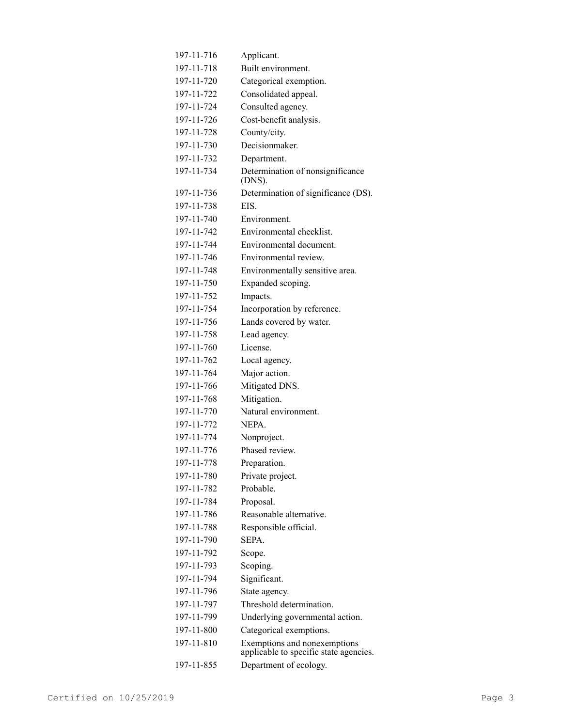| | |
|---|---|
| 197-11-716 | Applicant. |
| 197-11-718 | Built environment. |
| 197-11-720 | Categorical exemption. |
| 197-11-722 | Consolidated appeal. |
| 197-11-724 | Consulted agency. |
| 197-11-726 | Cost-benefit analysis. |
| 197-11-728 | County/city. |
| 197-11-730 | Decisionmaker. |
| 197-11-732 | Department. |
| 197-11-734 | Determination of nonsignificance (DNS). |
| 197-11-736 | Determination of significance (DS). |
| 197-11-738 | EIS. |
| 197-11-740 | Environment. |
| 197-11-742 | Environmental checklist. |
| 197-11-744 | Environmental document. |
| 197-11-746 | Environmental review. |
| 197-11-748 | Environmentally sensitive area. |
| 197-11-750 | Expanded scoping. |
| 197-11-752 | Impacts. |
| 197-11-754 | Incorporation by reference. |
| 197-11-756 | Lands covered by water. |
| 197-11-758 | Lead agency. |
| 197-11-760 | License. |
| 197-11-762 | Local agency. |
| 197-11-764 | Major action. |
| 197-11-766 | Mitigated DNS. |
| 197-11-768 | Mitigation. |
| 197-11-770 | Natural environment. |
| 197-11-772 | NEPA. |
| 197-11-774 | Nonproject. |
| 197-11-776 | Phased review. |
| 197-11-778 | Preparation. |
| 197-11-780 | Private project. |
| 197-11-782 | Probable. |
| 197-11-784 | Proposal. |
| 197-11-786 | Reasonable alternative. |
| 197-11-788 | Responsible official. |
| 197-11-790 | SEPA. |
| 197-11-792 | Scope. |
| 197-11-793 | Scoping. |
| 197-11-794 | Significant. |
| 197-11-796 | State agency. |
| 197-11-797 | Threshold determination. |
| 197-11-799 | Underlying governmental action. |
| 197-11-800 | Categorical exemptions. |
| 197-11-810 | Exemptions and nonexemptions applicable to specific state agencies. |
| 197-11-855 | Department of ecology. |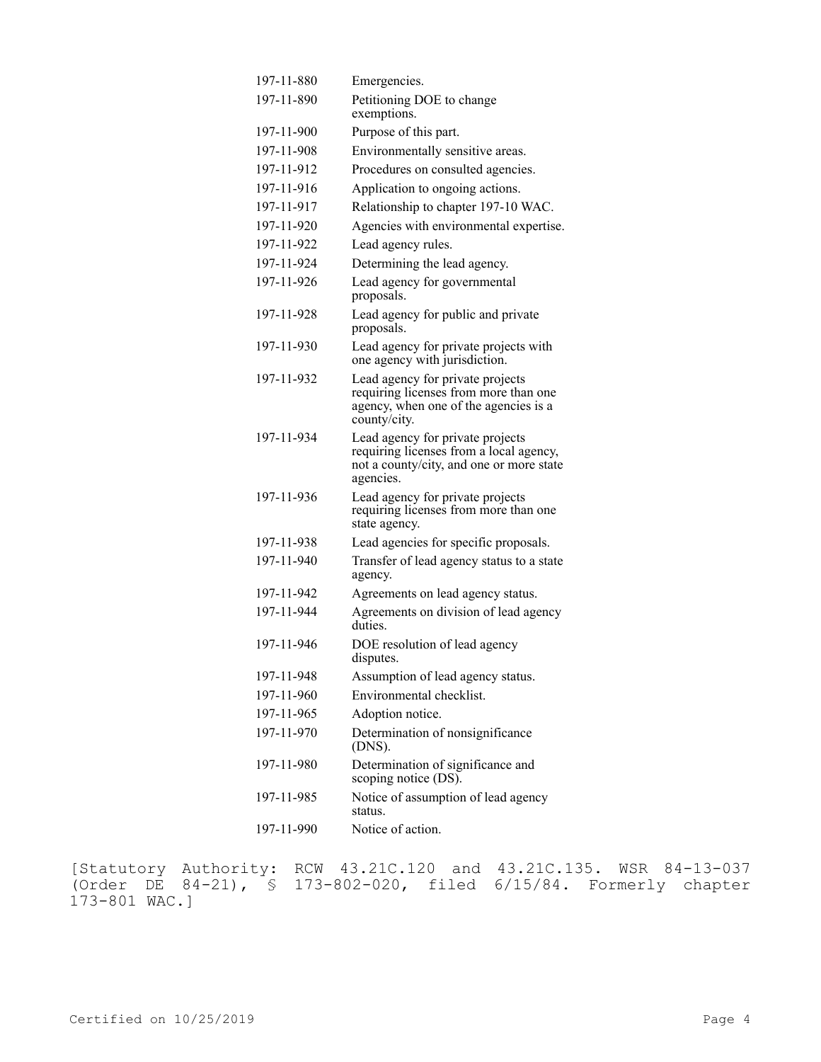| | |
|---|---|
| 197-11-880 | Emergencies. |
| 197-11-890 | Petitioning DOE to change exemptions. |
| 197-11-900 | Purpose of this part. |
| 197-11-908 | Environmentally sensitive areas. |
| 197-11-912 | Procedures on consulted agencies. |
| 197-11-916 | Application to ongoing actions. |
| 197-11-917 | Relationship to chapter 197-10 WAC. |
| 197-11-920 | Agencies with environmental expertise. |
| 197-11-922 | Lead agency rules. |
| 197-11-924 | Determining the lead agency. |
| 197-11-926 | Lead agency for governmental proposals. |
| 197-11-928 | Lead agency for public and private proposals. |
| 197-11-930 | Lead agency for private projects with one agency with jurisdiction. |
| 197-11-932 | Lead agency for private projects requiring licenses from more than one agency, when one of the agencies is a county/city. |
| 197-11-934 | Lead agency for private projects requiring licenses from a local agency, not a county/city, and one or more state agencies. |
| 197-11-936 | Lead agency for private projects requiring licenses from more than one state agency. |
| 197-11-938 | Lead agencies for specific proposals. |
| 197-11-940 | Transfer of lead agency status to a state agency. |
| 197-11-942 | Agreements on lead agency status. |
| 197-11-944 | Agreements on division of lead agency duties. |
| 197-11-946 | DOE resolution of lead agency disputes. |
| 197-11-948 | Assumption of lead agency status. |
| 197-11-960 | Environmental checklist. |
| 197-11-965 | Adoption notice. |
| 197-11-970 | Determination of nonsignificance (DNS). |
| 197-11-980 | Determination of significance and scoping notice (DS). |
| 197-11-985 | Notice of assumption of lead agency status. |
| 197-11-990 | Notice of action. |

[Statutory Authority: RCW 43.21C.120 and 43.21C.135. WSR 84-13-037 (Order DE 84-21), § 173-802-020, filed 6/15/84. Formerly chapter 173-801 WAC.]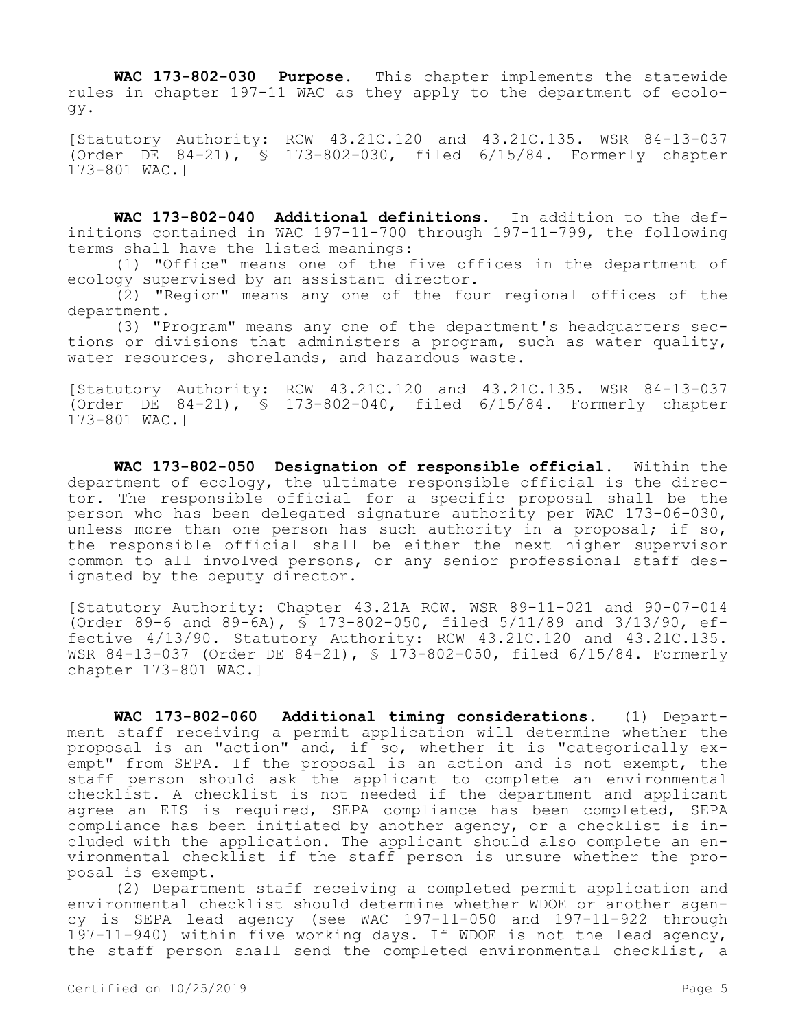**WAC 173-802-030 Purpose.** This chapter implements the statewide rules in chapter 197-11 WAC as they apply to the department of ecology.

[Statutory Authority: RCW 43.21C.120 and 43.21C.135. WSR 84-13-037 (Order DE 84-21), § 173-802-030, filed 6/15/84. Formerly chapter 173-801 WAC.]

**WAC 173-802-040 Additional definitions.** In addition to the definitions contained in WAC 197-11-700 through 197-11-799, the following terms shall have the listed meanings:

(1) "Office" means one of the five offices in the department of ecology supervised by an assistant director.

(2) "Region" means any one of the four regional offices of the department.

(3) "Program" means any one of the department's headquarters sections or divisions that administers a program, such as water quality, water resources, shorelands, and hazardous waste.

[Statutory Authority: RCW 43.21C.120 and 43.21C.135. WSR 84-13-037 (Order DE 84-21), § 173-802-040, filed 6/15/84. Formerly chapter 173-801 WAC.]

**WAC 173-802-050 Designation of responsible official.** Within the department of ecology, the ultimate responsible official is the director. The responsible official for a specific proposal shall be the person who has been delegated signature authority per WAC 173-06-030, unless more than one person has such authority in a proposal; if so, the responsible official shall be either the next higher supervisor common to all involved persons, or any senior professional staff designated by the deputy director.

[Statutory Authority: Chapter 43.21A RCW. WSR 89-11-021 and 90-07-014 (Order 89-6 and 89-6A), § 173-802-050, filed 5/11/89 and 3/13/90, effective 4/13/90. Statutory Authority: RCW 43.21C.120 and 43.21C.135. WSR 84-13-037 (Order DE 84-21), § 173-802-050, filed 6/15/84. Formerly chapter 173-801 WAC.]

**WAC 173-802-060 Additional timing considerations.** (1) Department staff receiving a permit application will determine whether the proposal is an "action" and, if so, whether it is "categorically exempt" from SEPA. If the proposal is an action and is not exempt, the staff person should ask the applicant to complete an environmental checklist. A checklist is not needed if the department and applicant agree an EIS is required, SEPA compliance has been completed, SEPA compliance has been initiated by another agency, or a checklist is included with the application. The applicant should also complete an environmental checklist if the staff person is unsure whether the proposal is exempt.

(2) Department staff receiving a completed permit application and environmental checklist should determine whether WDOE or another agency is SEPA lead agency (see WAC 197-11-050 and 197-11-922 through 197-11-940) within five working days. If WDOE is not the lead agency, the staff person shall send the completed environmental checklist, a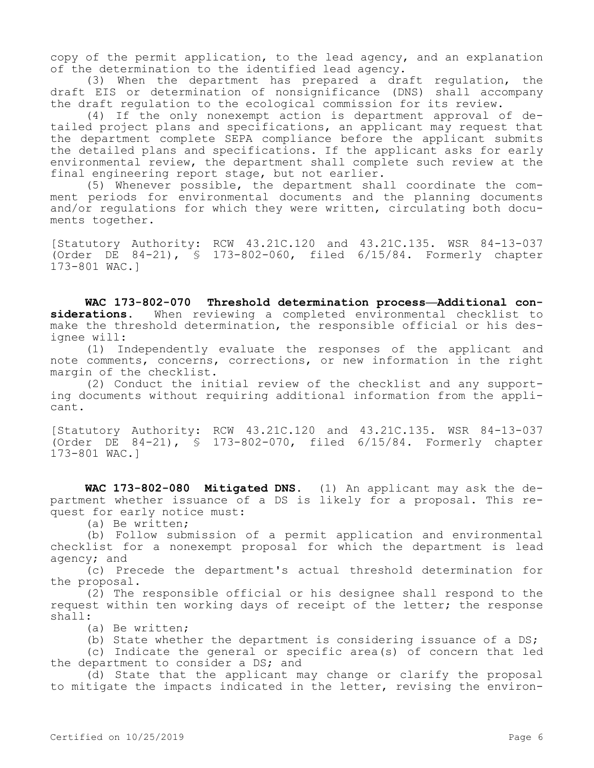copy of the permit application, to the lead agency, and an explanation of the determination to the identified lead agency.

(3) When the department has prepared a draft regulation, the draft EIS or determination of nonsignificance (DNS) shall accompany the draft regulation to the ecological commission for its review.

(4) If the only nonexempt action is department approval of detailed project plans and specifications, an applicant may request that the department complete SEPA compliance before the applicant submits the detailed plans and specifications. If the applicant asks for early environmental review, the department shall complete such review at the final engineering report stage, but not earlier.

(5) Whenever possible, the department shall coordinate the comment periods for environmental documents and the planning documents and/or regulations for which they were written, circulating both documents together.

[Statutory Authority: RCW 43.21C.120 and 43.21C.135. WSR 84-13-037 (Order DE 84-21), § 173-802-060, filed 6/15/84. Formerly chapter 173-801 WAC.]

**WAC 173-802-070 Threshold determination process—Additional considerations.** When reviewing a completed environmental checklist to make the threshold determination, the responsible official or his designee will:

(1) Independently evaluate the responses of the applicant and note comments, concerns, corrections, or new information in the right margin of the checklist.

(2) Conduct the initial review of the checklist and any supporting documents without requiring additional information from the applicant.

[Statutory Authority: RCW 43.21C.120 and 43.21C.135. WSR 84-13-037 (Order DE 84-21), § 173-802-070, filed 6/15/84. Formerly chapter 173-801 WAC.]

**WAC 173-802-080 Mitigated DNS.** (1) An applicant may ask the department whether issuance of a DS is likely for a proposal. This request for early notice must:

(a) Be written;

(b) Follow submission of a permit application and environmental checklist for a nonexempt proposal for which the department is lead agency; and

(c) Precede the department's actual threshold determination for the proposal.

(2) The responsible official or his designee shall respond to the request within ten working days of receipt of the letter; the response shall:

(a) Be written;

(b) State whether the department is considering issuance of a DS;

(c) Indicate the general or specific area(s) of concern that led the department to consider a DS; and

(d) State that the applicant may change or clarify the proposal to mitigate the impacts indicated in the letter, revising the environ-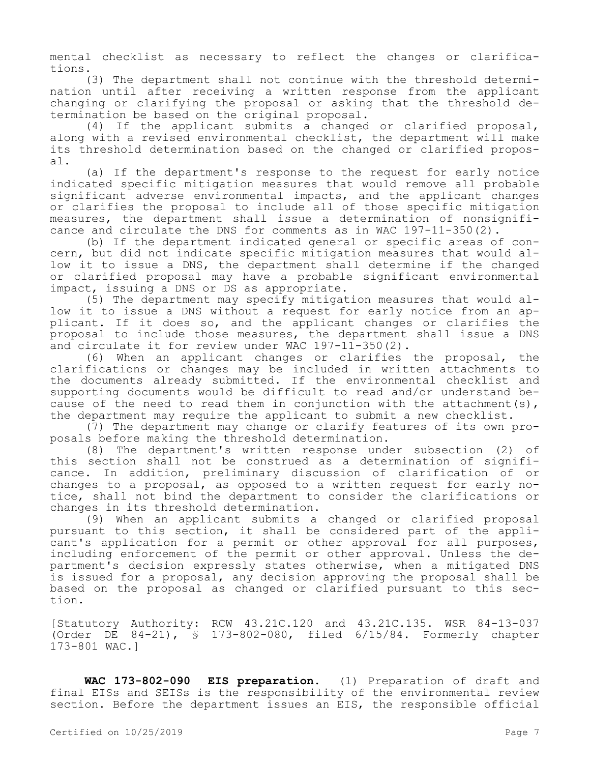mental checklist as necessary to reflect the changes or clarifications.

(3) The department shall not continue with the threshold determination until after receiving a written response from the applicant changing or clarifying the proposal or asking that the threshold determination be based on the original proposal.

(4) If the applicant submits a changed or clarified proposal, along with a revised environmental checklist, the department will make its threshold determination based on the changed or clarified proposal.

(a) If the department's response to the request for early notice indicated specific mitigation measures that would remove all probable significant adverse environmental impacts, and the applicant changes or clarifies the proposal to include all of those specific mitigation measures, the department shall issue a determination of nonsignificance and circulate the DNS for comments as in WAC 197-11-350(2).

(b) If the department indicated general or specific areas of concern, but did not indicate specific mitigation measures that would allow it to issue a DNS, the department shall determine if the changed or clarified proposal may have a probable significant environmental impact, issuing a DNS or DS as appropriate.

(5) The department may specify mitigation measures that would allow it to issue a DNS without a request for early notice from an applicant. If it does so, and the applicant changes or clarifies the proposal to include those measures, the department shall issue a DNS and circulate it for review under WAC 197-11-350(2).

(6) When an applicant changes or clarifies the proposal, the clarifications or changes may be included in written attachments to the documents already submitted. If the environmental checklist and supporting documents would be difficult to read and/or understand because of the need to read them in conjunction with the attachment(s), the department may require the applicant to submit a new checklist.

(7) The department may change or clarify features of its own proposals before making the threshold determination.

(8) The department's written response under subsection (2) of this section shall not be construed as a determination of significance. In addition, preliminary discussion of clarification of or changes to a proposal, as opposed to a written request for early notice, shall not bind the department to consider the clarifications or changes in its threshold determination.

(9) When an applicant submits a changed or clarified proposal pursuant to this section, it shall be considered part of the applicant's application for a permit or other approval for all purposes, including enforcement of the permit or other approval. Unless the department's decision expressly states otherwise, when a mitigated DNS is issued for a proposal, any decision approving the proposal shall be based on the proposal as changed or clarified pursuant to this section.

[Statutory Authority: RCW 43.21C.120 and 43.21C.135. WSR 84-13-037 (Order DE 84-21), § 173-802-080, filed 6/15/84. Formerly chapter 173-801 WAC.]

**WAC 173-802-090 EIS preparation.** (1) Preparation of draft and final EISs and SEISs is the responsibility of the environmental review section. Before the department issues an EIS, the responsible official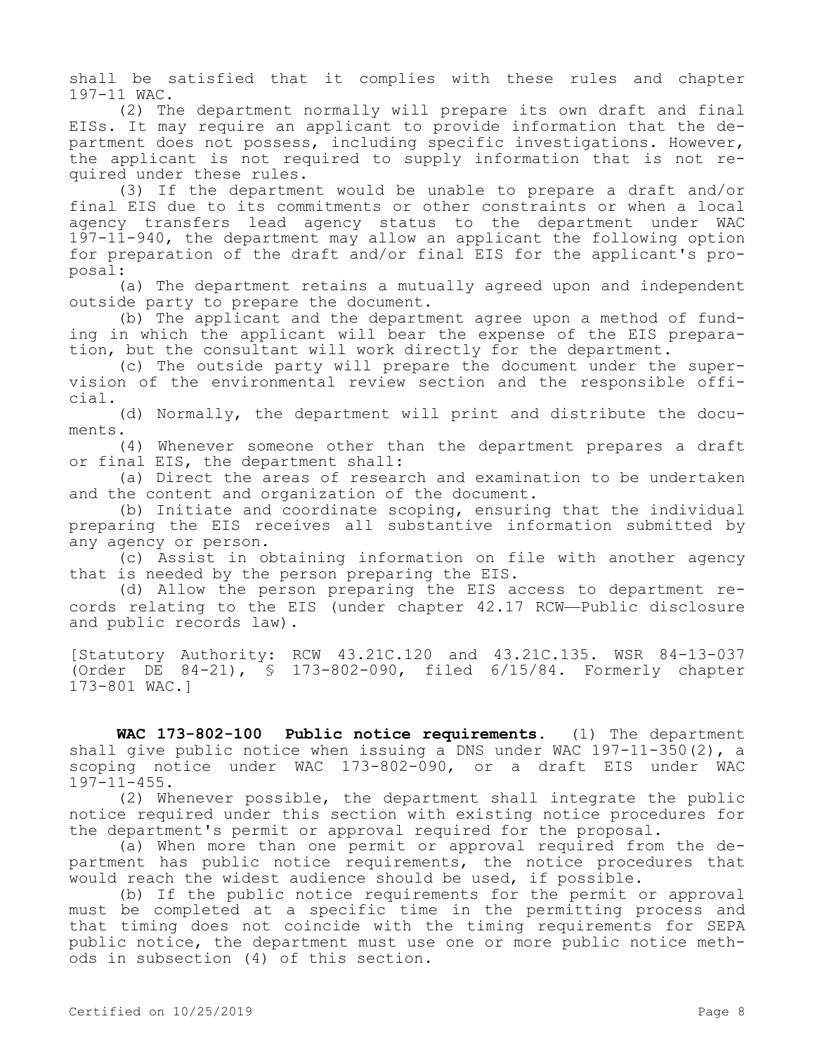shall be satisfied that it complies with these rules and chapter 197-11 WAC.

(2) The department normally will prepare its own draft and final EISs. It may require an applicant to provide information that the department does not possess, including specific investigations. However, the applicant is not required to supply information that is not required under these rules.

(3) If the department would be unable to prepare a draft and/or final EIS due to its commitments or other constraints or when a local agency transfers lead agency status to the department under WAC 197-11-940, the department may allow an applicant the following option for preparation of the draft and/or final EIS for the applicant's proposal:

(a) The department retains a mutually agreed upon and independent outside party to prepare the document.

(b) The applicant and the department agree upon a method of funding in which the applicant will bear the expense of the EIS preparation, but the consultant will work directly for the department.

(c) The outside party will prepare the document under the supervision of the environmental review section and the responsible official.

(d) Normally, the department will print and distribute the documents.

(4) Whenever someone other than the department prepares a draft or final EIS, the department shall:

(a) Direct the areas of research and examination to be undertaken and the content and organization of the document.

(b) Initiate and coordinate scoping, ensuring that the individual preparing the EIS receives all substantive information submitted by any agency or person.

(c) Assist in obtaining information on file with another agency that is needed by the person preparing the EIS.

(d) Allow the person preparing the EIS access to department records relating to the EIS (under chapter 42.17 RCW—Public disclosure and public records law).

[Statutory Authority: RCW 43.21C.120 and 43.21C.135. WSR 84-13-037 (Order DE 84-21), § 173-802-090, filed 6/15/84. Formerly chapter 173-801 WAC.]

**WAC 173-802-100 Public notice requirements.** (1) The department shall give public notice when issuing a DNS under WAC 197-11-350(2), a scoping notice under WAC 173-802-090, or a draft EIS under WAC 197-11-455.

(2) Whenever possible, the department shall integrate the public notice required under this section with existing notice procedures for the department's permit or approval required for the proposal.

(a) When more than one permit or approval required from the department has public notice requirements, the notice procedures that would reach the widest audience should be used, if possible.

(b) If the public notice requirements for the permit or approval must be completed at a specific time in the permitting process and that timing does not coincide with the timing requirements for SEPA public notice, the department must use one or more public notice methods in subsection (4) of this section.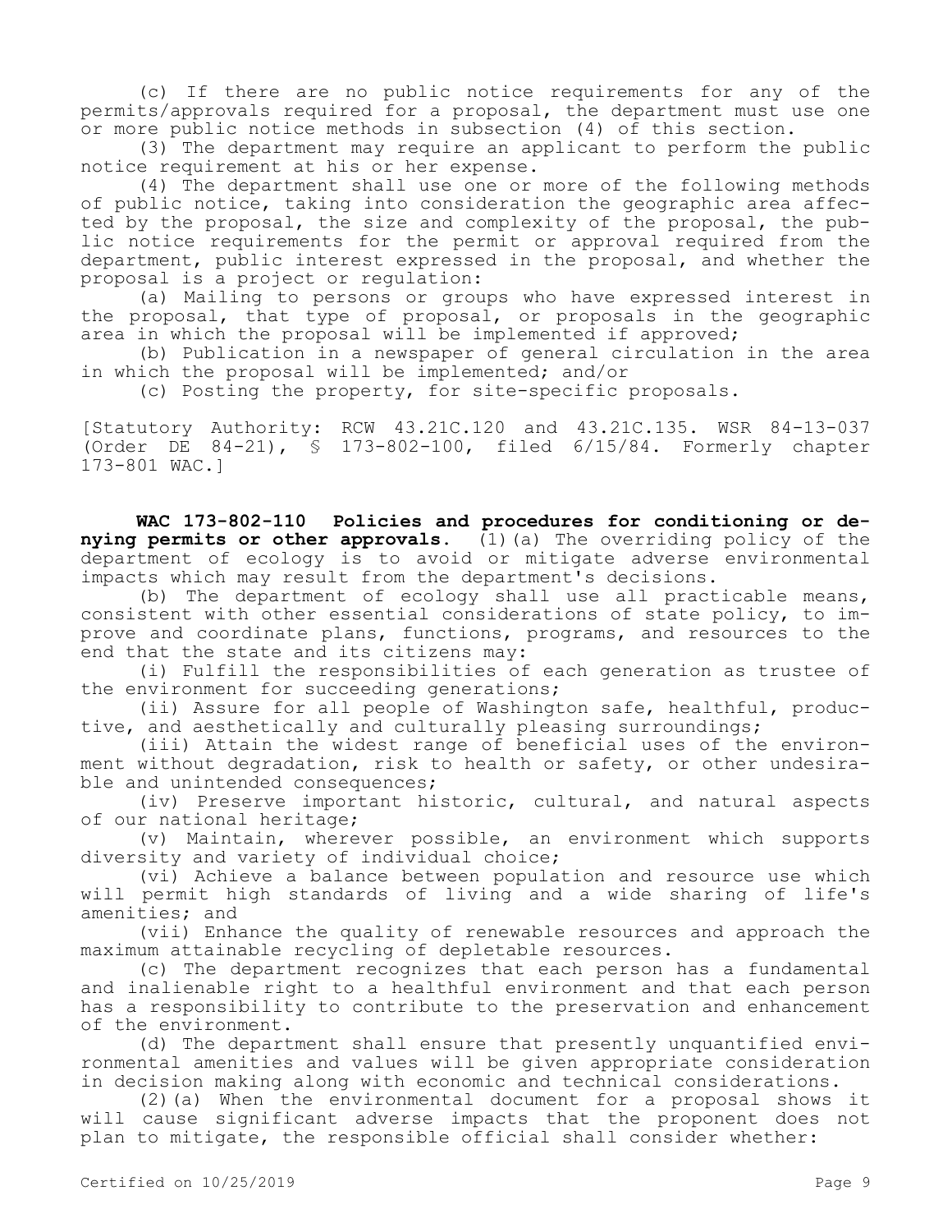(c) If there are no public notice requirements for any of the permits/approvals required for a proposal, the department must use one or more public notice methods in subsection (4) of this section.

(3) The department may require an applicant to perform the public notice requirement at his or her expense.

(4) The department shall use one or more of the following methods of public notice, taking into consideration the geographic area affected by the proposal, the size and complexity of the proposal, the public notice requirements for the permit or approval required from the department, public interest expressed in the proposal, and whether the proposal is a project or regulation:

(a) Mailing to persons or groups who have expressed interest in the proposal, that type of proposal, or proposals in the geographic area in which the proposal will be implemented if approved;

(b) Publication in a newspaper of general circulation in the area in which the proposal will be implemented; and/or

(c) Posting the property, for site-specific proposals.

[Statutory Authority: RCW 43.21C.120 and 43.21C.135. WSR 84-13-037 (Order DE 84-21), § 173-802-100, filed 6/15/84. Formerly chapter 173-801 WAC.]

**WAC 173-802-110 Policies and procedures for conditioning or denying permits or other approvals.** (1)(a) The overriding policy of the department of ecology is to avoid or mitigate adverse environmental impacts which may result from the department's decisions.

(b) The department of ecology shall use all practicable means, consistent with other essential considerations of state policy, to improve and coordinate plans, functions, programs, and resources to the end that the state and its citizens may:

(i) Fulfill the responsibilities of each generation as trustee of the environment for succeeding generations;

(ii) Assure for all people of Washington safe, healthful, productive, and aesthetically and culturally pleasing surroundings;

(iii) Attain the widest range of beneficial uses of the environment without degradation, risk to health or safety, or other undesirable and unintended consequences;

(iv) Preserve important historic, cultural, and natural aspects of our national heritage;

(v) Maintain, wherever possible, an environment which supports diversity and variety of individual choice;

(vi) Achieve a balance between population and resource use which will permit high standards of living and a wide sharing of life's amenities; and

(vii) Enhance the quality of renewable resources and approach the maximum attainable recycling of depletable resources.

(c) The department recognizes that each person has a fundamental and inalienable right to a healthful environment and that each person has a responsibility to contribute to the preservation and enhancement of the environment.

(d) The department shall ensure that presently unquantified environmental amenities and values will be given appropriate consideration in decision making along with economic and technical considerations.

(2)(a) When the environmental document for a proposal shows it will cause significant adverse impacts that the proponent does not plan to mitigate, the responsible official shall consider whether: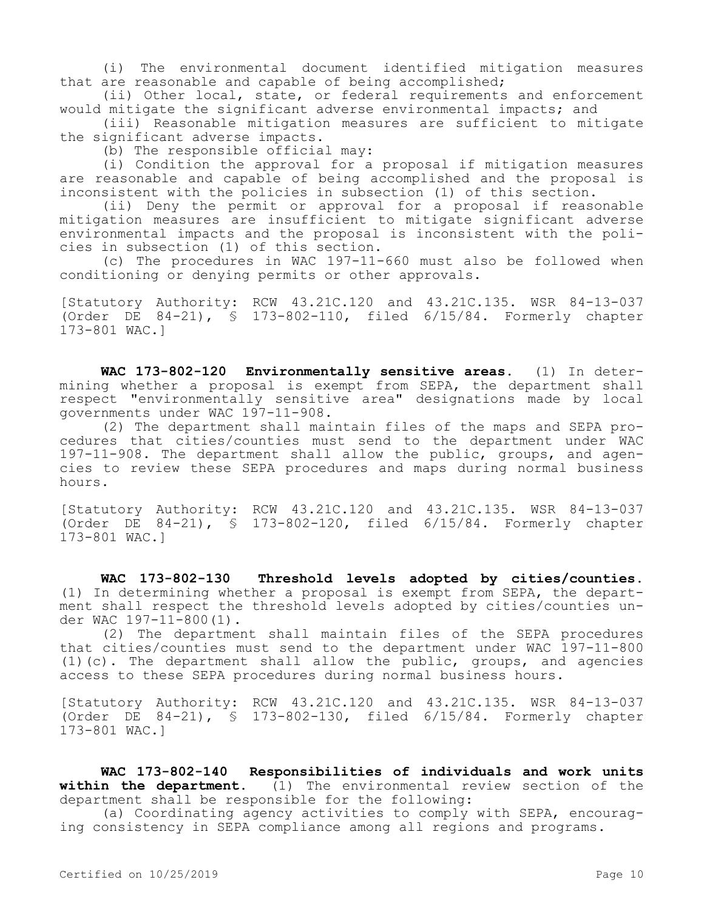(i) The environmental document identified mitigation measures that are reasonable and capable of being accomplished;

(ii) Other local, state, or federal requirements and enforcement would mitigate the significant adverse environmental impacts; and

(iii) Reasonable mitigation measures are sufficient to mitigate the significant adverse impacts.

(b) The responsible official may:

(i) Condition the approval for a proposal if mitigation measures are reasonable and capable of being accomplished and the proposal is inconsistent with the policies in subsection (1) of this section.

(ii) Deny the permit or approval for a proposal if reasonable mitigation measures are insufficient to mitigate significant adverse environmental impacts and the proposal is inconsistent with the policies in subsection (1) of this section.

(c) The procedures in WAC 197-11-660 must also be followed when conditioning or denying permits or other approvals.

[Statutory Authority: RCW 43.21C.120 and 43.21C.135. WSR 84-13-037 (Order DE 84-21), § 173-802-110, filed 6/15/84. Formerly chapter 173-801 WAC.]

**WAC 173-802-120 Environmentally sensitive areas.** (1) In determining whether a proposal is exempt from SEPA, the department shall respect "environmentally sensitive area" designations made by local governments under WAC 197-11-908.

(2) The department shall maintain files of the maps and SEPA procedures that cities/counties must send to the department under WAC 197-11-908. The department shall allow the public, groups, and agencies to review these SEPA procedures and maps during normal business hours.

[Statutory Authority: RCW 43.21C.120 and 43.21C.135. WSR 84-13-037 (Order DE 84-21), § 173-802-120, filed 6/15/84. Formerly chapter 173-801 WAC.]

**WAC 173-802-130 Threshold levels adopted by cities/counties.** (1) In determining whether a proposal is exempt from SEPA, the department shall respect the threshold levels adopted by cities/counties under WAC 197-11-800(1).

(2) The department shall maintain files of the SEPA procedures that cities/counties must send to the department under WAC 197-11-800 (1)(c). The department shall allow the public, groups, and agencies access to these SEPA procedures during normal business hours.

[Statutory Authority: RCW 43.21C.120 and 43.21C.135. WSR 84-13-037 (Order DE 84-21), § 173-802-130, filed 6/15/84. Formerly chapter 173-801 WAC.]

**WAC 173-802-140 Responsibilities of individuals and work units within the department.** (1) The environmental review section of the department shall be responsible for the following:

(a) Coordinating agency activities to comply with SEPA, encouraging consistency in SEPA compliance among all regions and programs.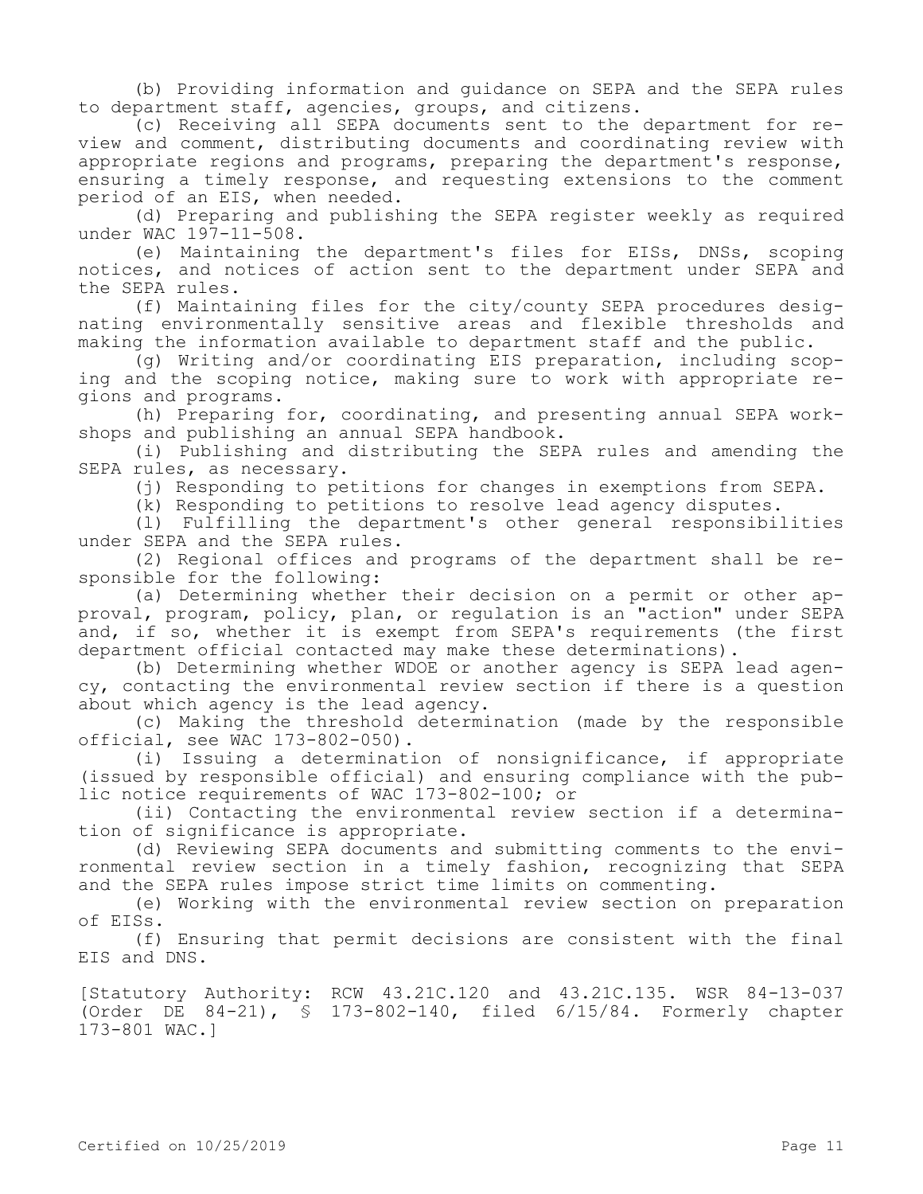(b) Providing information and guidance on SEPA and the SEPA rules to department staff, agencies, groups, and citizens.

(c) Receiving all SEPA documents sent to the department for review and comment, distributing documents and coordinating review with appropriate regions and programs, preparing the department's response, ensuring a timely response, and requesting extensions to the comment period of an EIS, when needed.

(d) Preparing and publishing the SEPA register weekly as required under WAC 197-11-508.

(e) Maintaining the department's files for EISs, DNSs, scoping notices, and notices of action sent to the department under SEPA and the SEPA rules.

(f) Maintaining files for the city/county SEPA procedures designating environmentally sensitive areas and flexible thresholds and making the information available to department staff and the public.

(g) Writing and/or coordinating EIS preparation, including scoping and the scoping notice, making sure to work with appropriate regions and programs.

(h) Preparing for, coordinating, and presenting annual SEPA workshops and publishing an annual SEPA handbook.

(i) Publishing and distributing the SEPA rules and amending the SEPA rules, as necessary.

(j) Responding to petitions for changes in exemptions from SEPA.

(k) Responding to petitions to resolve lead agency disputes.

(l) Fulfilling the department's other general responsibilities under SEPA and the SEPA rules.

(2) Regional offices and programs of the department shall be responsible for the following:

(a) Determining whether their decision on a permit or other approval, program, policy, plan, or regulation is an "action" under SEPA and, if so, whether it is exempt from SEPA's requirements (the first department official contacted may make these determinations).

(b) Determining whether WDOE or another agency is SEPA lead agency, contacting the environmental review section if there is a question about which agency is the lead agency.

(c) Making the threshold determination (made by the responsible official, see WAC 173-802-050).

(i) Issuing a determination of nonsignificance, if appropriate (issued by responsible official) and ensuring compliance with the public notice requirements of WAC 173-802-100; or

(ii) Contacting the environmental review section if a determination of significance is appropriate.

(d) Reviewing SEPA documents and submitting comments to the environmental review section in a timely fashion, recognizing that SEPA and the SEPA rules impose strict time limits on commenting.

(e) Working with the environmental review section on preparation of EISs.

(f) Ensuring that permit decisions are consistent with the final EIS and DNS.

[Statutory Authority: RCW 43.21C.120 and 43.21C.135. WSR 84-13-037 (Order DE 84-21), § 173-802-140, filed 6/15/84. Formerly chapter 173-801 WAC.]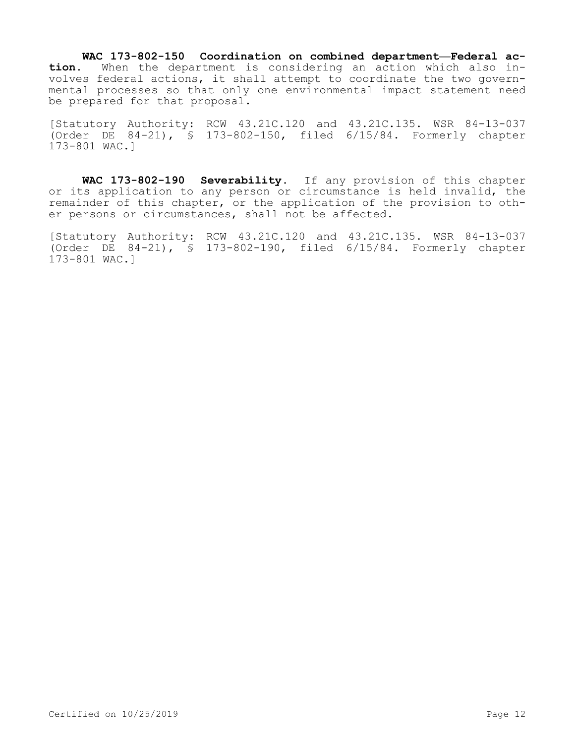**WAC 173-802-150 Coordination on combined department—Federal action.** When the department is considering an action which also involves federal actions, it shall attempt to coordinate the two governmental processes so that only one environmental impact statement need be prepared for that proposal.

[Statutory Authority: RCW 43.21C.120 and 43.21C.135. WSR 84-13-037 (Order DE 84-21), § 173-802-150, filed 6/15/84. Formerly chapter 173-801 WAC.]

**WAC 173-802-190 Severability.** If any provision of this chapter or its application to any person or circumstance is held invalid, the remainder of this chapter, or the application of the provision to other persons or circumstances, shall not be affected.

[Statutory Authority: RCW 43.21C.120 and 43.21C.135. WSR 84-13-037 (Order DE 84-21), § 173-802-190, filed 6/15/84. Formerly chapter 173-801 WAC.]